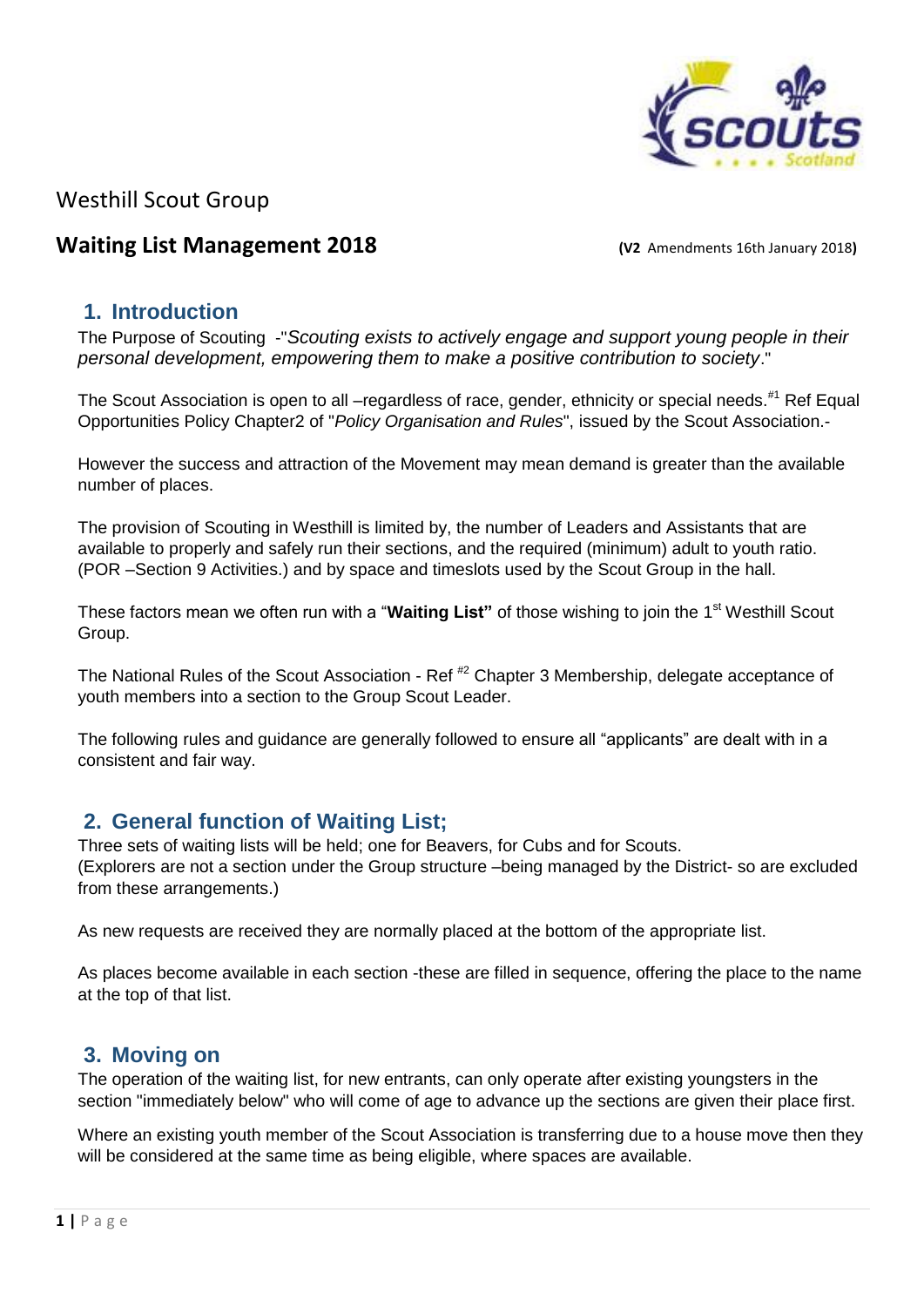Westhill Scout Group

## Waiting List Management 2018

**(V2** Amendments 16th January 2018**)**

## 1. Introduction

The Purpose of Scouting -"*Scouting exists to actively engage and support young people in their personal development, empowering them to make a positive contribution to society*."

The Scout Association is open to all –regardless of race, gender, ethnicity or special needs.[#1] Ref Equal Opportunities Policy Chapter2 of "*Policy Organisation and Rules*", issued by the Scout Association.-

However the success and attraction of the Movement may mean demand is greater than the available number of places.

The provision of Scouting in Westhill is limited by, the number of Leaders and Assistants that are available to properly and safely run their sections, and the required (minimum) adult to youth ratio. (POR –Section 9 Activities.) and by space and timeslots used by the Scout Group in the hall.

These factors mean we often run with a "**Waiting List"** of those wishing to join the 1st Westhill Scout Group.

The National Rules of the Scout Association - Ref [#2] Chapter 3 Membership, delegate acceptance of youth members into a section to the Group Scout Leader.

The following rules and guidance are generally followed to ensure all "applicants" are dealt with in a consistent and fair way.

## 2. General function of Waiting List;

Three sets of waiting lists will be held; one for Beavers, for Cubs and for Scouts.
(Explorers are not a section under the Group structure –being managed by the District- so are excluded from these arrangements.)

As new requests are received they are normally placed at the bottom of the appropriate list.

As places become available in each section -these are filled in sequence, offering the place to the name at the top of that list.

## 3. Moving on

The operation of the waiting list, for new entrants, can only operate after existing youngsters in the section "immediately below" who will come of age to advance up the sections are given their place first.

Where an existing youth member of the Scout Association is transferring due to a house move then they will be considered at the same time as being eligible, where spaces are available.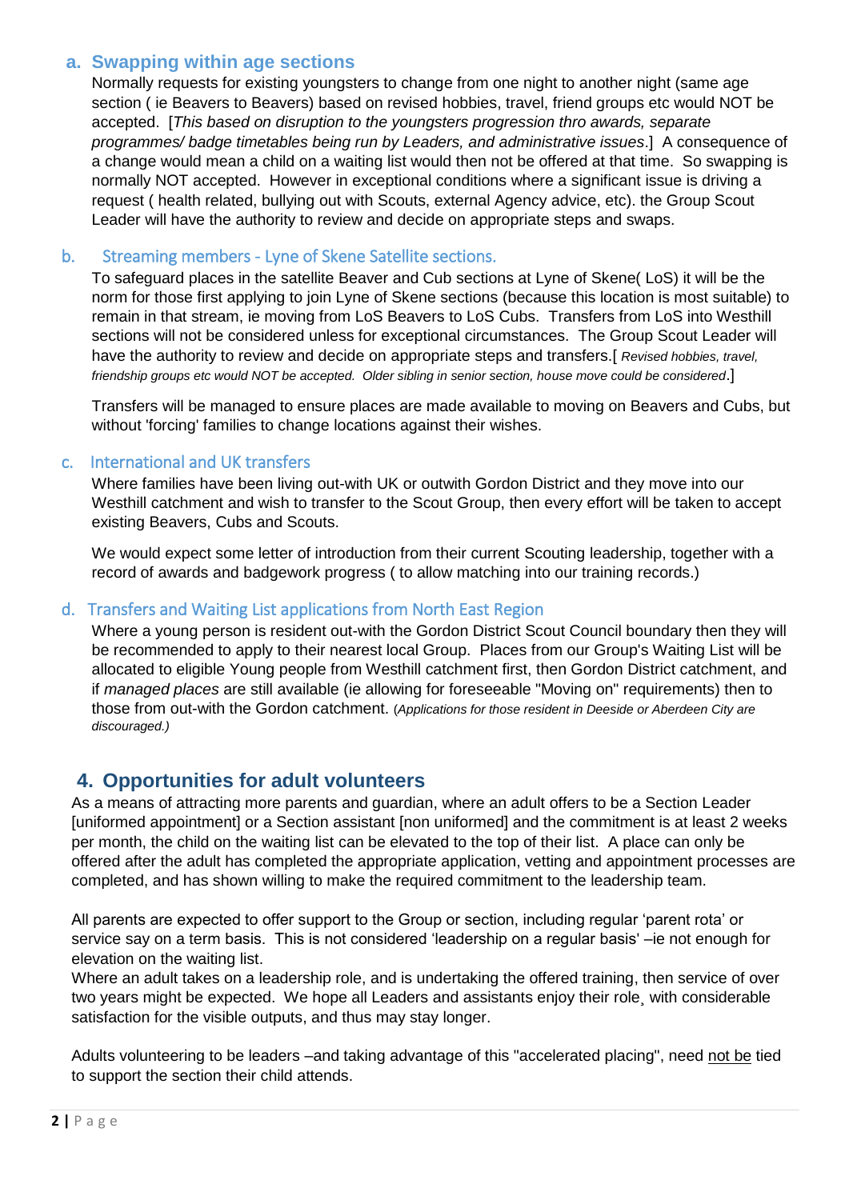### a. Swapping within age sections

Normally requests for existing youngsters to change from one night to another night (same age section ( ie Beavers to Beavers) based on revised hobbies, travel, friend groups etc would NOT be accepted. [*This based on disruption to the youngsters progression thro awards, separate programmes/ badge timetables being run by Leaders, and administrative issues*.] A consequence of a change would mean a child on a waiting list would then not be offered at that time. So swapping is normally NOT accepted. However in exceptional conditions where a significant issue is driving a request ( health related, bullying out with Scouts, external Agency advice, etc). the Group Scout Leader will have the authority to review and decide on appropriate steps and swaps.

### b. Streaming members - Lyne of Skene Satellite sections.

To safeguard places in the satellite Beaver and Cub sections at Lyne of Skene( LoS) it will be the norm for those first applying to join Lyne of Skene sections (because this location is most suitable) to remain in that stream, ie moving from LoS Beavers to LoS Cubs. Transfers from LoS into Westhill sections will not be considered unless for exceptional circumstances. The Group Scout Leader will have the authority to review and decide on appropriate steps and transfers.[ *Revised hobbies, travel, friendship groups etc would NOT be accepted. Older sibling in senior section, house move could be considered*.]

Transfers will be managed to ensure places are made available to moving on Beavers and Cubs, but without 'forcing' families to change locations against their wishes.

### c. International and UK transfers

Where families have been living out-with UK or outwith Gordon District and they move into our Westhill catchment and wish to transfer to the Scout Group, then every effort will be taken to accept existing Beavers, Cubs and Scouts.

We would expect some letter of introduction from their current Scouting leadership, together with a record of awards and badgework progress ( to allow matching into our training records.)

### d. Transfers and Waiting List applications from North East Region

Where a young person is resident out-with the Gordon District Scout Council boundary then they will be recommended to apply to their nearest local Group. Places from our Group's Waiting List will be allocated to eligible Young people from Westhill catchment first, then Gordon District catchment, and if *managed places* are still available (ie allowing for foreseeable "Moving on" requirements) then to those from out-with the Gordon catchment. (*Applications for those resident in Deeside or Aberdeen City are discouraged.)*

## 4. Opportunities for adult volunteers

As a means of attracting more parents and guardian, where an adult offers to be a Section Leader [uniformed appointment] or a Section assistant [non uniformed] and the commitment is at least 2 weeks per month, the child on the waiting list can be elevated to the top of their list. A place can only be offered after the adult has completed the appropriate application, vetting and appointment processes are completed, and has shown willing to make the required commitment to the leadership team.

All parents are expected to offer support to the Group or section, including regular 'parent rota' or service say on a term basis. This is not considered 'leadership on a regular basis' –ie not enough for elevation on the waiting list.

Where an adult takes on a leadership role, and is undertaking the offered training, then service of over two years might be expected. We hope all Leaders and assistants enjoy their role¸ with considerable satisfaction for the visible outputs, and thus may stay longer.

Adults volunteering to be leaders –and taking advantage of this "accelerated placing", need <u>not be</u> tied to support the section their child attends.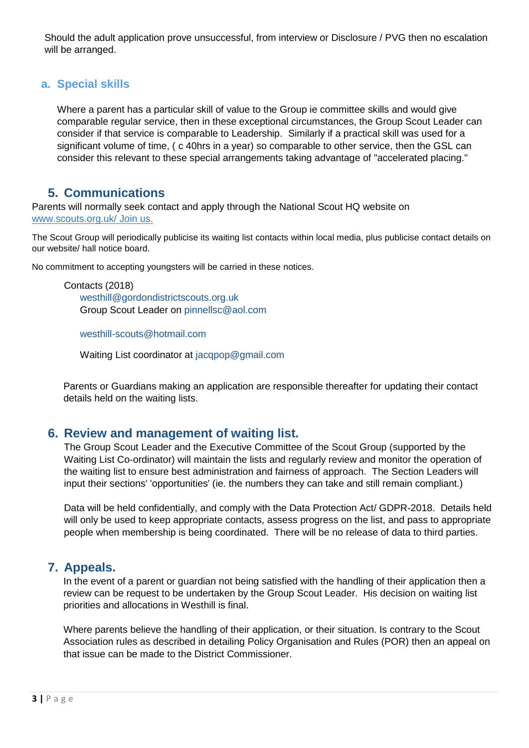Should the adult application prove unsuccessful, from interview or Disclosure / PVG then no escalation will be arranged.

### a. Special skills

Where a parent has a particular skill of value to the Group ie committee skills and would give comparable regular service, then in these exceptional circumstances, the Group Scout Leader can consider if that service is comparable to Leadership. Similarly if a practical skill was used for a significant volume of time, ( c 40hrs in a year) so comparable to other service, then the GSL can consider this relevant to these special arrangements taking advantage of "accelerated placing."

## 5. Communications

Parents will normally seek contact and apply through the National Scout HQ website on www.scouts.org.uk/ Join us.

The Scout Group will periodically publicise its waiting list contacts within local media, plus publicise contact details on our website/ hall notice board.

No commitment to accepting youngsters will be carried in these notices.

Contacts (2018)

westhill@gordondistrictscouts.org.uk
Group Scout Leader on pinnellsc@aol.com

westhill-scouts@hotmail.com

Waiting List coordinator at jacqpop@gmail.com

Parents or Guardians making an application are responsible thereafter for updating their contact details held on the waiting lists.

## 6. Review and management of waiting list.

The Group Scout Leader and the Executive Committee of the Scout Group (supported by the Waiting List Co-ordinator) will maintain the lists and regularly review and monitor the operation of the waiting list to ensure best administration and fairness of approach. The Section Leaders will input their sections' 'opportunities' (ie. the numbers they can take and still remain compliant.)

Data will be held confidentially, and comply with the Data Protection Act/ GDPR-2018. Details held will only be used to keep appropriate contacts, assess progress on the list, and pass to appropriate people when membership is being coordinated. There will be no release of data to third parties.

## 7. Appeals.

In the event of a parent or guardian not being satisfied with the handling of their application then a review can be request to be undertaken by the Group Scout Leader. His decision on waiting list priorities and allocations in Westhill is final.

Where parents believe the handling of their application, or their situation. Is contrary to the Scout Association rules as described in detailing Policy Organisation and Rules (POR) then an appeal on that issue can be made to the District Commissioner.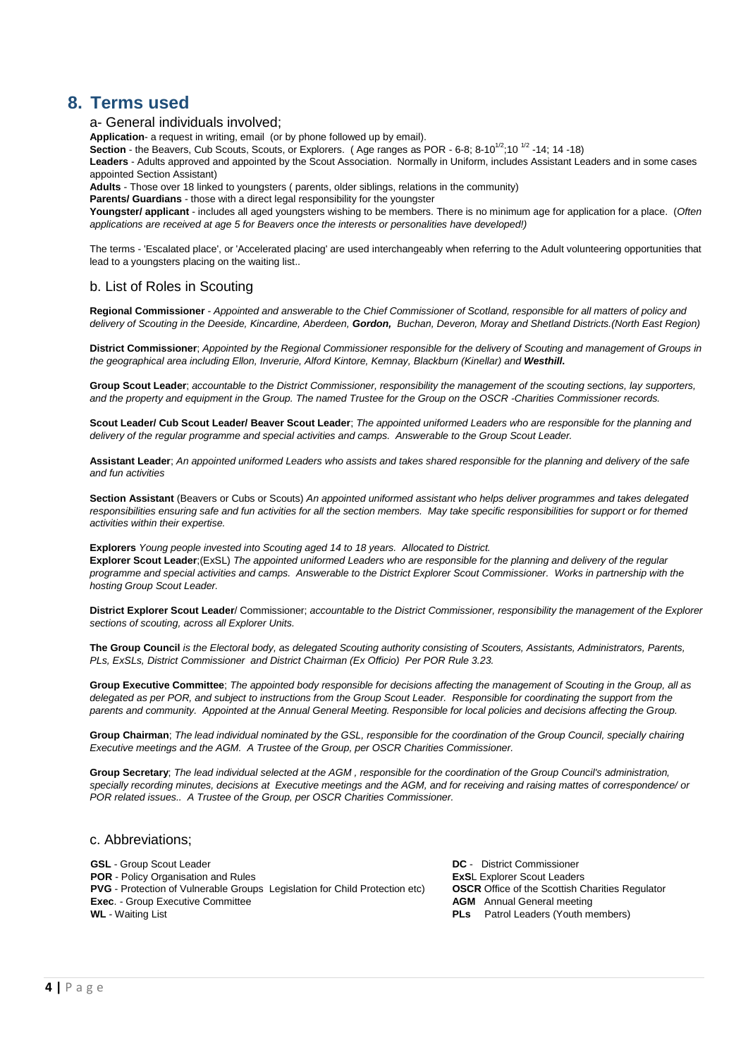# 8. Terms used

## a- General individuals involved;

**Application**- a request in writing, email (or by phone followed up by email).

**Section** - the Beavers, Cub Scouts, Scouts, or Explorers. ( Age ranges as POR - 6-8; 8-$10^{1/2}$;10 $^{1/2}$ -14; 14 -18)

**Leaders** - Adults approved and appointed by the Scout Association. Normally in Uniform, includes Assistant Leaders and in some cases appointed Section Assistant)

**Adults** - Those over 18 linked to youngsters ( parents, older siblings, relations in the community)

**Parents/ Guardians** - those with a direct legal responsibility for the youngster

**Youngster/ applicant** - includes all aged youngsters wishing to be members. There is no minimum age for application for a place. (*Often applications are received at age 5 for Beavers once the interests or personalities have developed!)*

The terms - 'Escalated place', or 'Accelerated placing' are used interchangeably when referring to the Adult volunteering opportunities that lead to a youngsters placing on the waiting list..

## b. List of Roles in Scouting

**Regional Commissioner** - *Appointed and answerable to the Chief Commissioner of Scotland, responsible for all matters of policy and delivery of Scouting in the Deeside, Kincardine, Aberdeen,* ***Gordon,*** *Buchan, Deveron, Moray and Shetland Districts.(North East Region)*

**District Commissioner**; *Appointed by the Regional Commissioner responsible for the delivery of Scouting and management of Groups in the geographical area including Ellon, Inverurie, Alford Kintore, Kemnay, Blackburn (Kinellar) and* ***Westhill.***

**Group Scout Leader**; *accountable to the District Commissioner, responsibility the management of the scouting sections, lay supporters, and the property and equipment in the Group. The named Trustee for the Group on the OSCR -Charities Commissioner records.*

**Scout Leader/ Cub Scout Leader/ Beaver Scout Leader**; *The appointed uniformed Leaders who are responsible for the planning and delivery of the regular programme and special activities and camps. Answerable to the Group Scout Leader.*

**Assistant Leader**; *An appointed uniformed Leaders who assists and takes shared responsible for the planning and delivery of the safe and fun activities*

**Section Assistant** (Beavers or Cubs or Scouts) *An appointed uniformed assistant who helps deliver programmes and takes delegated responsibilities ensuring safe and fun activities for all the section members. May take specific responsibilities for support or for themed activities within their expertise.*

**Explorers** *Young people invested into Scouting aged 14 to 18 years. Allocated to District.*
**Explorer Scout Leader**;(ExSL) *The appointed uniformed Leaders who are responsible for the planning and delivery of the regular programme and special activities and camps. Answerable to the District Explorer Scout Commissioner. Works in partnership with the hosting Group Scout Leader.*

**District Explorer Scout Leader**/ Commissioner; *accountable to the District Commissioner, responsibility the management of the Explorer sections of scouting, across all Explorer Units.*

**The Group Council** *is the Electoral body, as delegated Scouting authority consisting of Scouters, Assistants, Administrators, Parents, PLs, ExSLs, District Commissioner and District Chairman (Ex Officio) Per POR Rule 3.23.*

**Group Executive Committee**; *The appointed body responsible for decisions affecting the management of Scouting in the Group, all as delegated as per POR, and subject to instructions from the Group Scout Leader. Responsible for coordinating the support from the parents and community. Appointed at the Annual General Meeting. Responsible for local policies and decisions affecting the Group.*

**Group Chairman**; *The lead individual nominated by the GSL, responsible for the coordination of the Group Council, specially chairing Executive meetings and the AGM. A Trustee of the Group, per OSCR Charities Commissioner.*

**Group Secretary**; *The lead individual selected at the AGM , responsible for the coordination of the Group Council's administration, specially recording minutes, decisions at Executive meetings and the AGM, and for receiving and raising mattes of correspondence/ or POR related issues.. A Trustee of the Group, per OSCR Charities Commissioner.*

## c. Abbreviations;

**GSL** - Group Scout Leader
**POR** - Policy Organisation and Rules
**PVG** - Protection of Vulnerable Groups Legislation for Child Protection etc)
**Exec**. - Group Executive Committee
**WL** - Waiting List
**DC** - District Commissioner
**ExS**L Explorer Scout Leaders
**OSCR** Office of the Scottish Charities Regulator
**AGM** Annual General meeting
**PLs** Patrol Leaders (Youth members)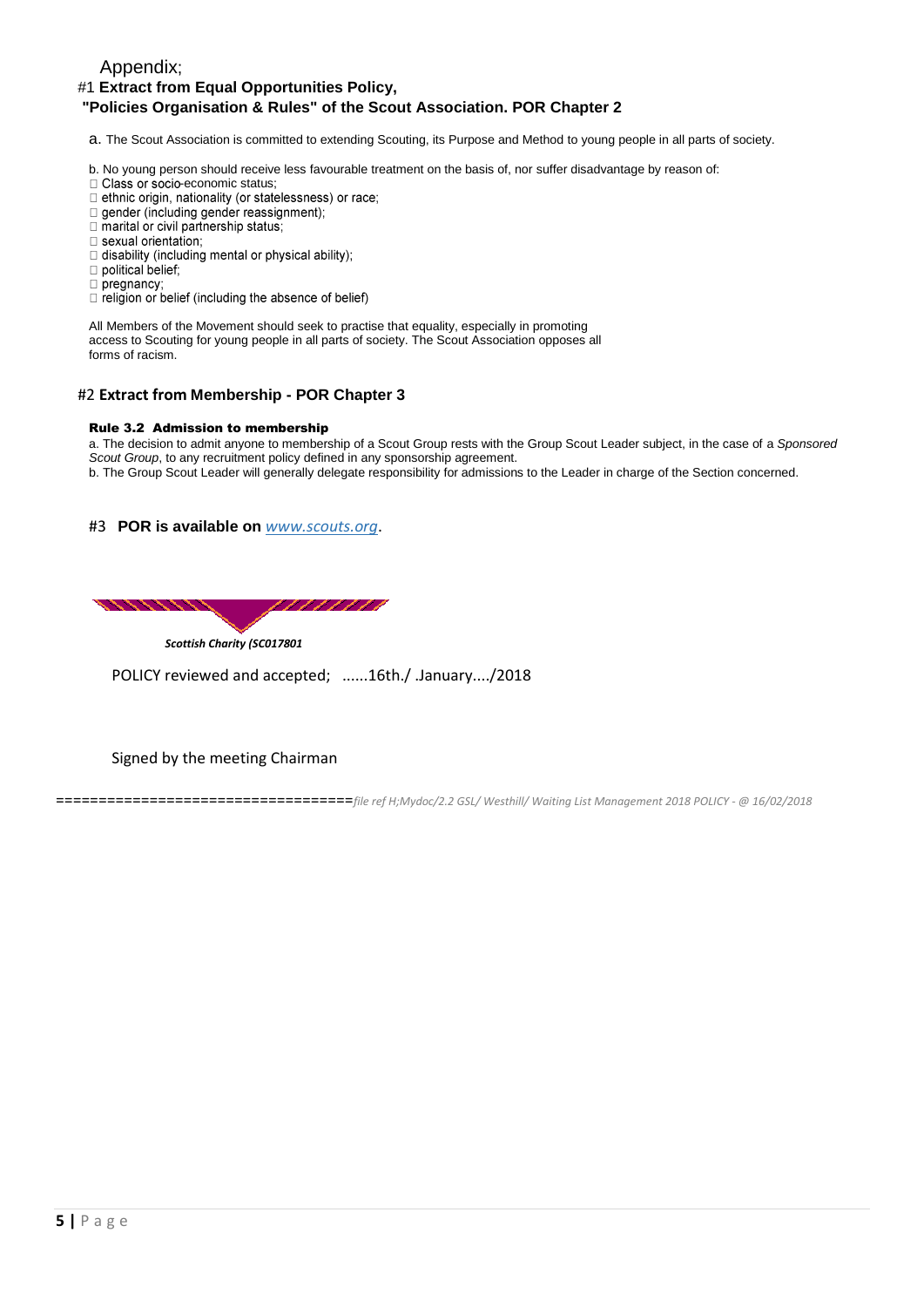Appendix;

#1 **Extract from Equal Opportunities Policy,**
**"Policies Organisation & Rules" of the Scout Association. POR Chapter 2**

a. The Scout Association is committed to extending Scouting, its Purpose and Method to young people in all parts of society.

b. No young person should receive less favourable treatment on the basis of, nor suffer disadvantage by reason of:

- Class or socio-economic status;
- ethnic origin, nationality (or statelessness) or race;
- gender (including gender reassignment);
- marital or civil partnership status;
- sexual orientation;
- disability (including mental or physical ability);
- political belief;
- pregnancy;
- religion or belief (including the absence of belief)

All Members of the Movement should seek to practise that equality, especially in promoting access to Scouting for young people in all parts of society. The Scout Association opposes all forms of racism.

#2 **Extract from Membership - POR Chapter 3**

**Rule 3.2 Admission to membership**

a. The decision to admit anyone to membership of a Scout Group rests with the Group Scout Leader subject, in the case of a *Sponsored Scout Group*, to any recruitment policy defined in any sponsorship agreement.

b. The Group Scout Leader will generally delegate responsibility for admissions to the Leader in charge of the Section concerned.

#3 **POR is available on** *www.scouts.org*.

***Scottish Charity (SC017801***

POLICY reviewed and accepted; ......16th./ .January..../2018

Signed by the meeting Chairman

=================================*file ref H;Mydoc/2.2 GSL/ Westhill/ Waiting List Management 2018 POLICY - @ 16/02/2018*